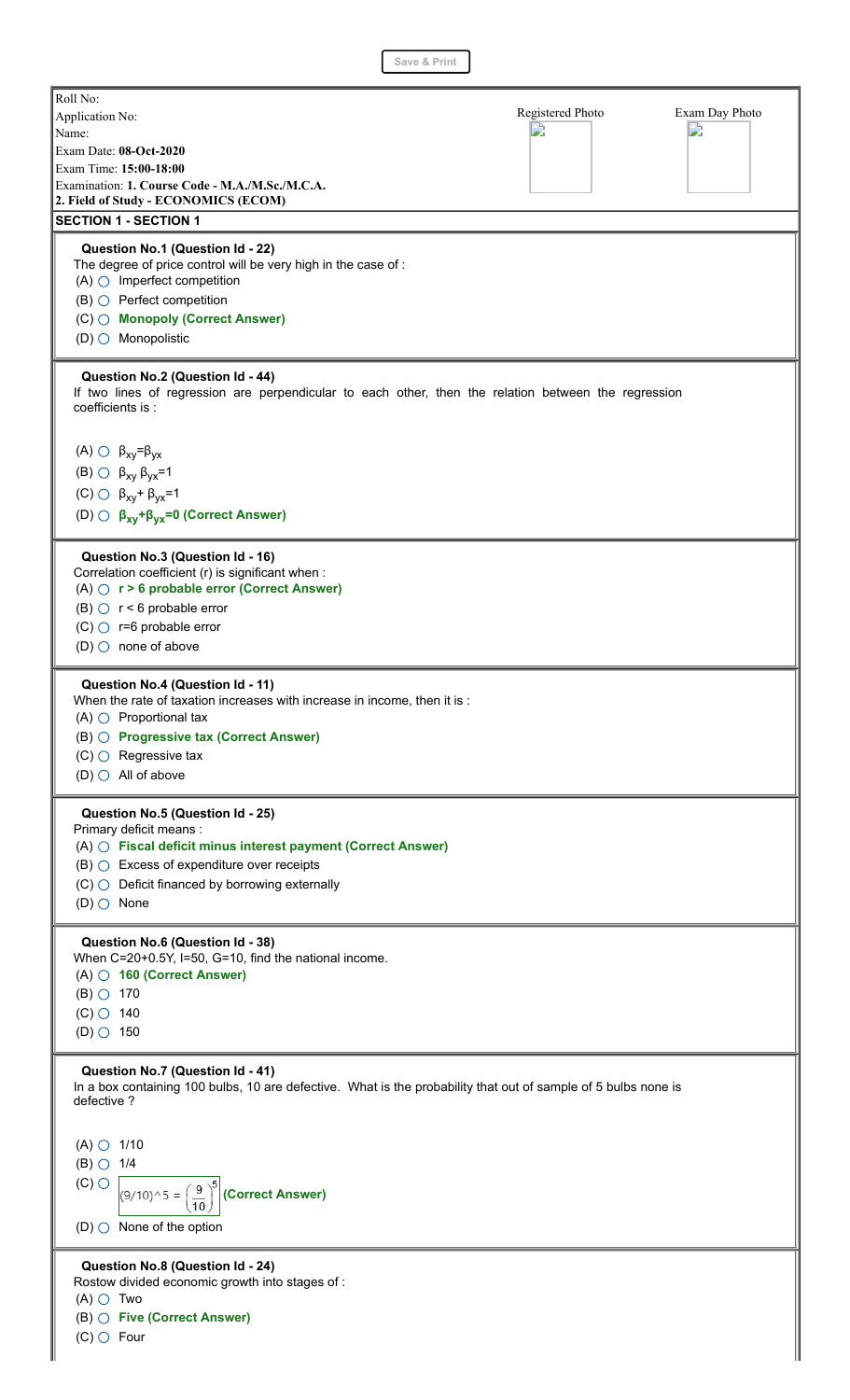Save & Print

Roll No:
Application No:
Name:
Exam Date: **08-Oct-2020**
Exam Time: **15:00-18:00**
Examination: **1. Course Code - M.A./M.Sc./M.C.A.**
**2. Field of Study - ECONOMICS (ECOM)**

Registered Photo | Exam Day Photo

## SECTION 1 - SECTION 1

**Question No.1 (Question Id - 22)**
The degree of price control will be very high in the case of :
(A) Imperfect competition
(B) Perfect competition
(C) **Monopoly (Correct Answer)**
(D) Monopolistic

**Question No.2 (Question Id - 44)**
If two lines of regression are perpendicular to each other, then the relation between the regression coefficients is :

(A) $\beta_{xy}=\beta_{yx}$
(B) $\beta_{xy}\,\beta_{yx}=1$
(C) $\beta_{xy}+\beta_{yx}=1$
(D) $\beta_{xy}+\beta_{yx}=0$ **(Correct Answer)**

**Question No.3 (Question Id - 16)**
Correlation coefficient (r) is significant when :
(A) **r > 6 probable error (Correct Answer)**
(B) r < 6 probable error
(C) r=6 probable error
(D) none of above

**Question No.4 (Question Id - 11)**
When the rate of taxation increases with increase in income, then it is :
(A) Proportional tax
(B) **Progressive tax (Correct Answer)**
(C) Regressive tax
(D) All of above

**Question No.5 (Question Id - 25)**
Primary deficit means :
(A) **Fiscal deficit minus interest payment (Correct Answer)**
(B) Excess of expenditure over receipts
(C) Deficit financed by borrowing externally
(D) None

**Question No.6 (Question Id - 38)**
When C=20+0.5Y, I=50, G=10, find the national income.
(A) **160 (Correct Answer)**
(B) 170
(C) 140
(D) 150

**Question No.7 (Question Id - 41)**
In a box containing 100 bulbs, 10 are defective. What is the probability that out of sample of 5 bulbs none is defective ?

(A) 1/10
(B) 1/4
(C) (9/10)^5 = $\left(\frac{9}{10}\right)^5$ **(Correct Answer)**
(D) None of the option

**Question No.8 (Question Id - 24)**
Rostow divided economic growth into stages of :
(A) Two
(B) **Five (Correct Answer)**
(C) Four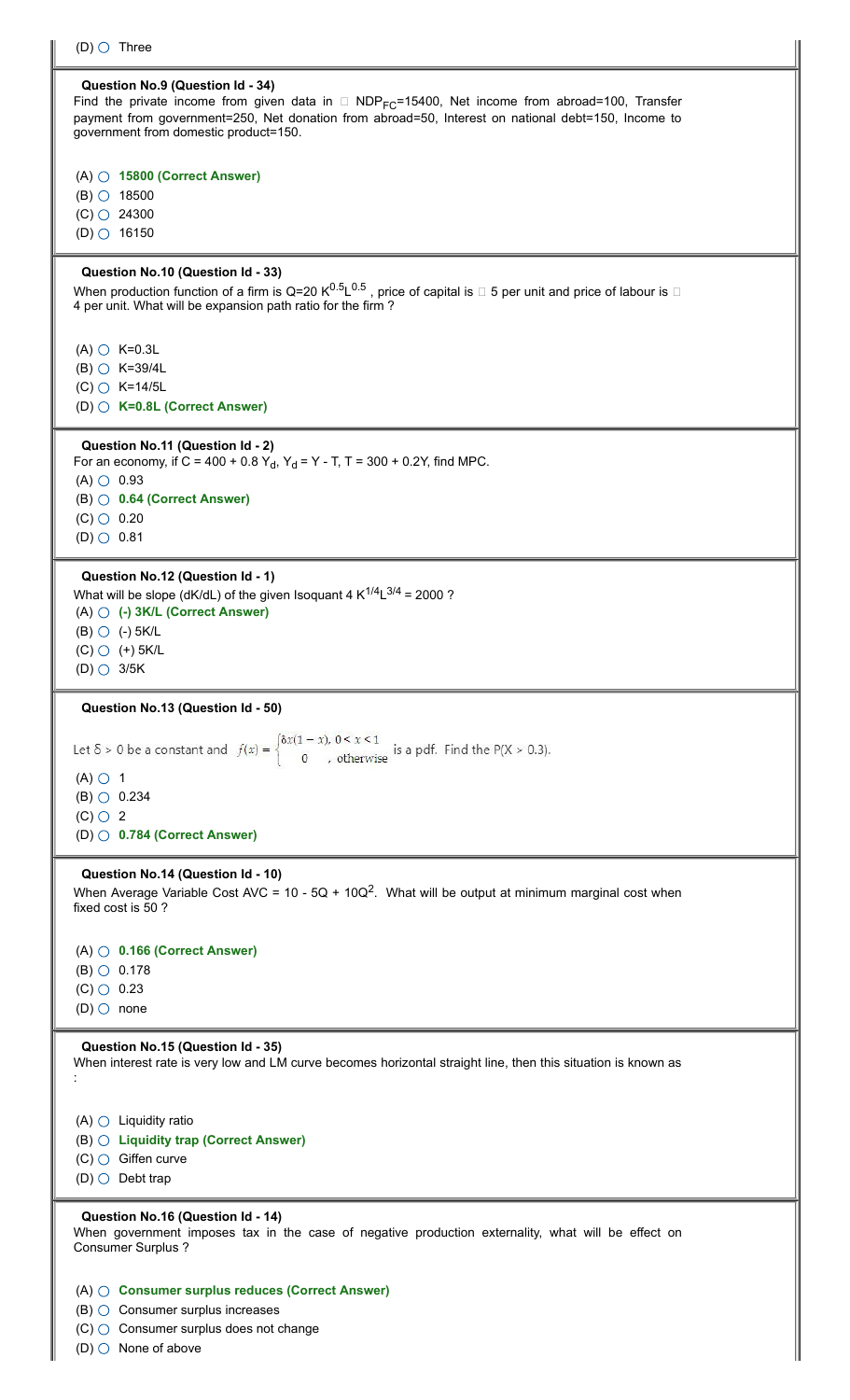(D) ○ Three

**Question No.9 (Question Id - 34)**
Find the private income from given data in □ $NDP_{FC}$=15400, Net income from abroad=100, Transfer payment from government=250, Net donation from abroad=50, Interest on national debt=150, Income to government from domestic product=150.

(A) ○ **15800 (Correct Answer)**
(B) ○ 18500
(C) ○ 24300
(D) ○ 16150

**Question No.10 (Question Id - 33)**
When production function of a firm is $Q=20\,K^{0.5}L^{0.5}$ , price of capital is □ 5 per unit and price of labour is □ 4 per unit. What will be expansion path ratio for the firm ?

(A) ○ K=0.3L
(B) ○ K=39/4L
(C) ○ K=14/5L
(D) ○ **K=0.8L (Correct Answer)**

**Question No.11 (Question Id - 2)**
For an economy, if $C = 400 + 0.8\,Y_d$, $Y_d = Y - T$, $T = 300 + 0.2Y$, find MPC.
(A) ○ 0.93
(B) ○ **0.64 (Correct Answer)**
(C) ○ 0.20
(D) ○ 0.81

**Question No.12 (Question Id - 1)**
What will be slope (dK/dL) of the given Isoquant $4\,K^{1/4}L^{3/4} = 2000$ ?
(A) ○ **(-) 3K/L (Correct Answer)**
(B) ○ (-) 5K/L
(C) ○ (+) 5K/L
(D) ○ 3/5K

**Question No.13 (Question Id - 50)**

Let $\delta > 0$ be a constant and $f(x) = \begin{cases} \delta x(1-x), & 0 < x < 1 \\ 0 & , \text{otherwise} \end{cases}$ is a pdf. Find the $P(X > 0.3)$.

(A) ○ 1
(B) ○ 0.234
(C) ○ 2
(D) ○ **0.784 (Correct Answer)**

**Question No.14 (Question Id - 10)**
When Average Variable Cost $AVC = 10 - 5Q + 10Q^2$. What will be output at minimum marginal cost when fixed cost is 50 ?

(A) ○ **0.166 (Correct Answer)**
(B) ○ 0.178
(C) ○ 0.23
(D) ○ none

**Question No.15 (Question Id - 35)**
When interest rate is very low and LM curve becomes horizontal straight line, then this situation is known as :

(A) ○ Liquidity ratio
(B) ○ **Liquidity trap (Correct Answer)**
(C) ○ Giffen curve
(D) ○ Debt trap

**Question No.16 (Question Id - 14)**
When government imposes tax in the case of negative production externality, what will be effect on Consumer Surplus ?

(A) ○ **Consumer surplus reduces (Correct Answer)**
(B) ○ Consumer surplus increases
(C) ○ Consumer surplus does not change
(D) ○ None of above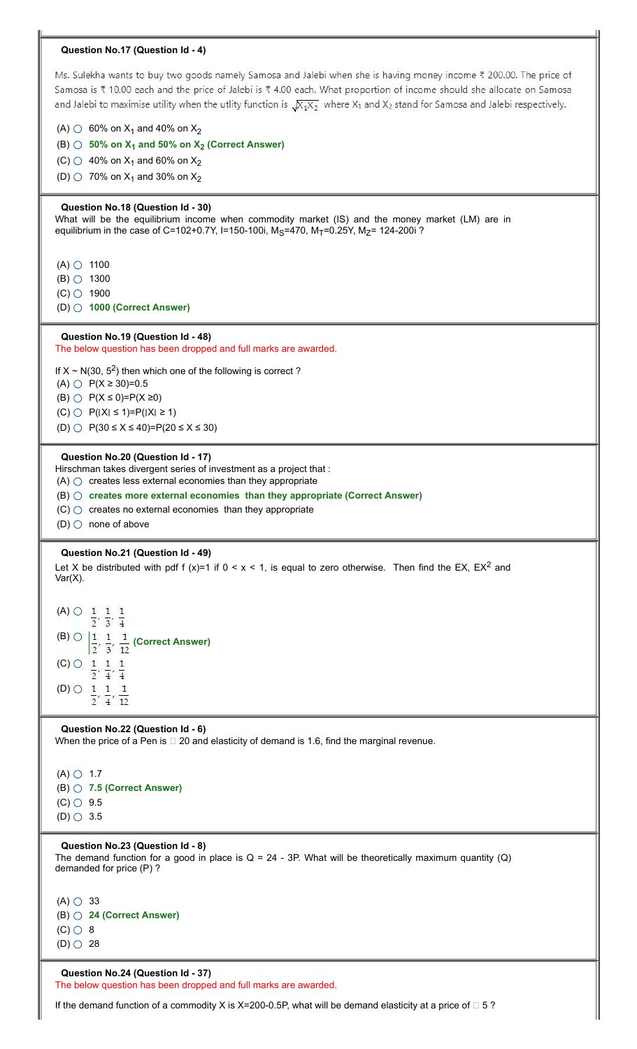**Question No.17 (Question Id - 4)**

Ms. Sulekha wants to buy two goods namely Samosa and Jalebi when she is having money income ₹ 200.00. The price of Samosa is ₹ 10.00 each and the price of Jalebi is ₹ 4.00 each. What proportion of income should she allocate on Samosa and Jalebi to maximise utility when the utlity function is $\sqrt{X_1 X_2}$ where $X_1$ and $X_2$ stand for Samosa and Jalebi respectively.

(A) ○ 60% on $X_1$ and 40% on $X_2$

(B) ○ **50% on $X_1$ and 50% on $X_2$ (Correct Answer)**

(C) ○ 40% on $X_1$ and 60% on $X_2$

(D) ○ 70% on $X_1$ and 30% on $X_2$

**Question No.18 (Question Id - 30)**

What will be the equilibrium income when commodity market (IS) and the money market (LM) are in equilibrium in the case of $C=102+0.7Y$, $I=150-100i$, $M_S=470$, $M_T=0.25Y$, $M_Z= 124-200i$ ?

(A) ○ 1100

(B) ○ 1300

(C) ○ 1900

(D) ○ **1000 (Correct Answer)**

**Question No.19 (Question Id - 48)**

The below question has been dropped and full marks are awarded.

If $X \sim N(30, 5^2)$ then which one of the following is correct ?

(A) ○ $P(X \geq 30)=0.5$

(B) ○ $P(X \leq 0)=P(X \geq 0)$

(C) ○ $P(|X| \leq 1)=P(|X| \geq 1)$

(D) ○ $P(30 \leq X \leq 40)=P(20 \leq X \leq 30)$

**Question No.20 (Question Id - 17)**

Hirschman takes divergent series of investment as a project that :

(A) ○ creates less external economies than they appropriate

(B) ○ **creates more external economies than they appropriate (Correct Answer)**

(C) ○ creates no external economies than they appropriate

(D) ○ none of above

**Question No.21 (Question Id - 49)**

Let X be distributed with pdf f (x)=1 if 0 < x < 1, is equal to zero otherwise. Then find the EX, $EX^2$ and Var(X).

(A) ○ $\frac{1}{2}, \frac{1}{3}, \frac{1}{4}$

(B) ○ $\frac{1}{2}, \frac{1}{3}, \frac{1}{12}$ **(Correct Answer)**

(C) ○ $\frac{1}{2}, \frac{1}{4}, \frac{1}{4}$

(D) ○ $\frac{1}{2}, \frac{1}{4}, \frac{1}{12}$

**Question No.22 (Question Id - 6)**

When the price of a Pen is □ 20 and elasticity of demand is 1.6, find the marginal revenue.

(A) ○ 1.7

(B) ○ **7.5 (Correct Answer)**

(C) ○ 9.5

(D) ○ 3.5

**Question No.23 (Question Id - 8)**

The demand function for a good in place is Q = 24 - 3P. What will be theoretically maximum quantity (Q) demanded for price (P) ?

(A) ○ 33

(B) ○ **24 (Correct Answer)**

(C) ○ 8

(D) ○ 28

**Question No.24 (Question Id - 37)**

The below question has been dropped and full marks are awarded.

If the demand function of a commodity X is X=200-0.5P, what will be demand elasticity at a price of □ 5 ?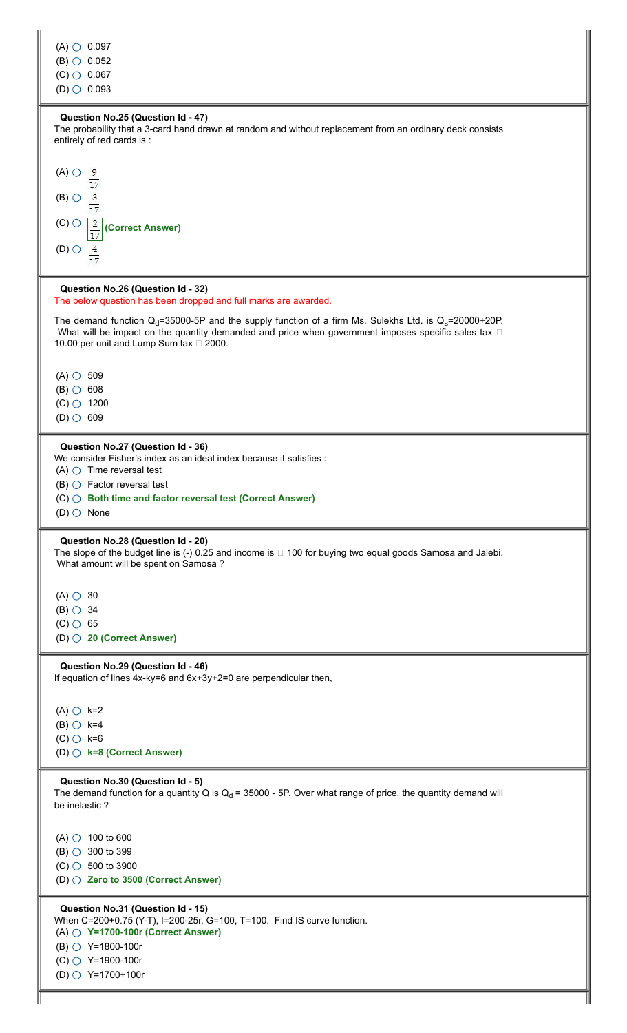(A) ○ 0.097

(B) ○ 0.052

(C) ○ 0.067

(D) ○ 0.093

**Question No.25 (Question Id - 47)**

The probability that a 3-card hand drawn at random and without replacement from an ordinary deck consists entirely of red cards is :

(A) ○ $\frac{9}{17}$

(B) ○ $\frac{3}{17}$

(C) ○ $\frac{2}{17}$ **(Correct Answer)**

(D) ○ $\frac{4}{17}$

**Question No.26 (Question Id - 32)**

The below question has been dropped and full marks are awarded.

The demand function $Q_d$=35000-5P and the supply function of a firm Ms. Sulekhs Ltd. is $Q_s$=20000+20P. What will be impact on the quantity demanded and price when government imposes specific sales tax □ 10.00 per unit and Lump Sum tax □ 2000.

(A) ○ 509

(B) ○ 608

(C) ○ 1200

(D) ○ 609

**Question No.27 (Question Id - 36)**

We consider Fisher's index as an ideal index because it satisfies :

(A) ○ Time reversal test

(B) ○ Factor reversal test

(C) ○ **Both time and factor reversal test (Correct Answer)**

(D) ○ None

**Question No.28 (Question Id - 20)**

The slope of the budget line is (-) 0.25 and income is □ 100 for buying two equal goods Samosa and Jalebi. What amount will be spent on Samosa ?

(A) ○ 30

(B) ○ 34

(C) ○ 65

(D) ○ **20 (Correct Answer)**

**Question No.29 (Question Id - 46)**

If equation of lines 4x-ky=6 and 6x+3y+2=0 are perpendicular then,

(A) ○ k=2

(B) ○ k=4

(C) ○ k=6

(D) ○ **k=8 (Correct Answer)**

**Question No.30 (Question Id - 5)**

The demand function for a quantity Q is $Q_d$ = 35000 - 5P. Over what range of price, the quantity demand will be inelastic ?

(A) ○ 100 to 600

(B) ○ 300 to 399

(C) ○ 500 to 3900

(D) ○ **Zero to 3500 (Correct Answer)**

**Question No.31 (Question Id - 15)**

When C=200+0.75 (Y-T), I=200-25r, G=100, T=100. Find IS curve function.

(A) ○ **Y=1700-100r (Correct Answer)**

(B) ○ Y=1800-100r

(C) ○ Y=1900-100r

(D) ○ Y=1700+100r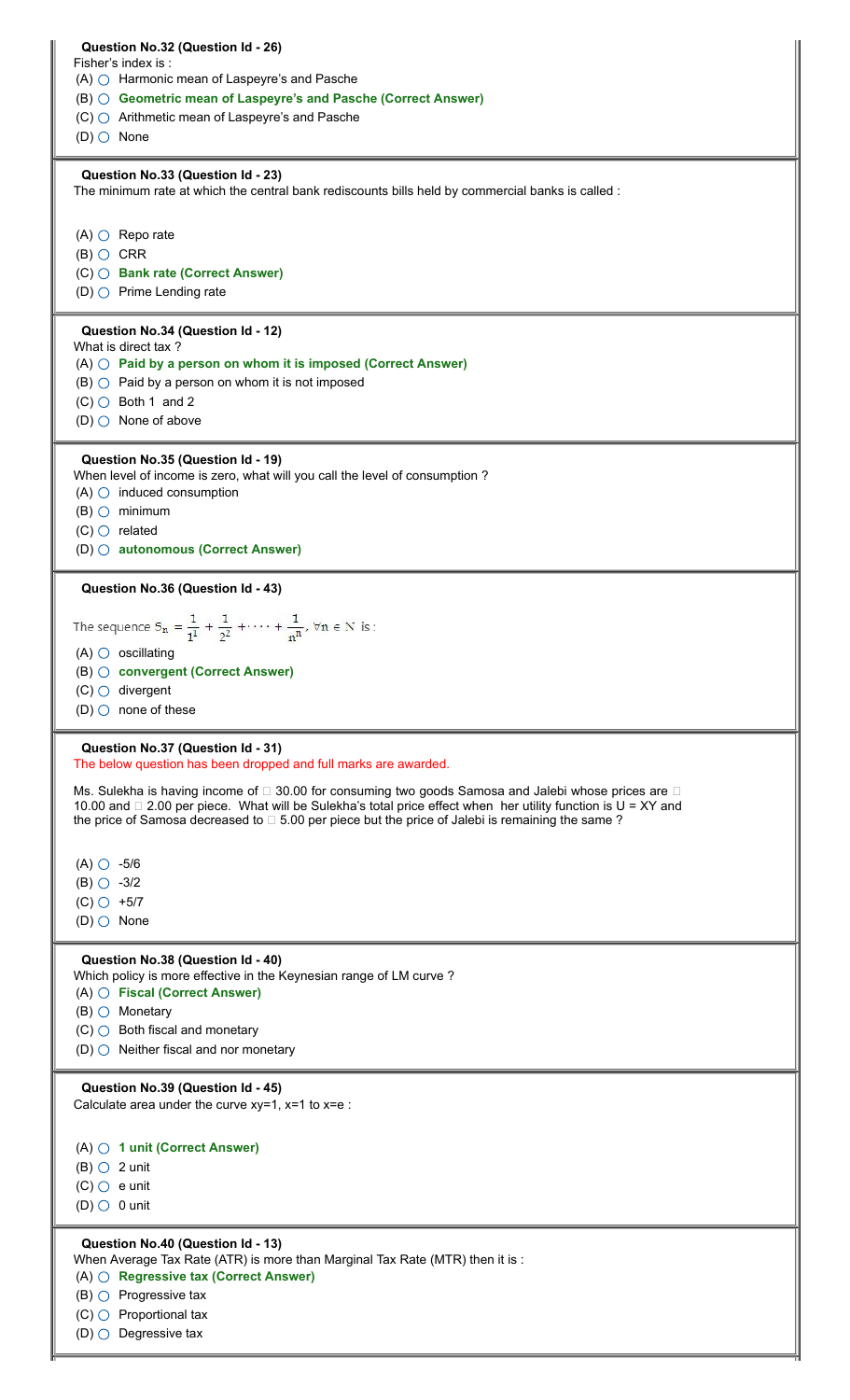**Question No.32 (Question Id - 26)**

Fisher's index is :

(A) ◯ Harmonic mean of Laspeyre's and Pasche

(B) ◯ **Geometric mean of Laspeyre's and Pasche (Correct Answer)**

(C) ◯ Arithmetic mean of Laspeyre's and Pasche

(D) ◯ None

---

**Question No.33 (Question Id - 23)**

The minimum rate at which the central bank rediscounts bills held by commercial banks is called :

(A) ◯ Repo rate

(B) ◯ CRR

(C) ◯ **Bank rate (Correct Answer)**

(D) ◯ Prime Lending rate

---

**Question No.34 (Question Id - 12)**

What is direct tax ?

(A) ◯ **Paid by a person on whom it is imposed (Correct Answer)**

(B) ◯ Paid by a person on whom it is not imposed

(C) ◯ Both 1 and 2

(D) ◯ None of above

---

**Question No.35 (Question Id - 19)**

When level of income is zero, what will you call the level of consumption ?

(A) ◯ induced consumption

(B) ◯ minimum

(C) ◯ related

(D) ◯ **autonomous (Correct Answer)**

---

**Question No.36 (Question Id - 43)**

The sequence $S_n = \frac{1}{1^1} + \frac{1}{2^2} + \cdots + \frac{1}{n^n}, \forall n \in N$ is :

(A) ◯ oscillating

(B) ◯ **convergent (Correct Answer)**

(C) ◯ divergent

(D) ◯ none of these

---

**Question No.37 (Question Id - 31)**

The below question has been dropped and full marks are awarded.

Ms. Sulekha is having income of ₹ 30.00 for consuming two goods Samosa and Jalebi whose prices are ₹ 10.00 and ₹ 2.00 per piece. What will be Sulekha's total price effect when her utility function is U = XY and the price of Samosa decreased to ₹ 5.00 per piece but the price of Jalebi is remaining the same ?

(A) ◯ -5/6

(B) ◯ -3/2

(C) ◯ +5/7

(D) ◯ None

---

**Question No.38 (Question Id - 40)**

Which policy is more effective in the Keynesian range of LM curve ?

(A) ◯ **Fiscal (Correct Answer)**

(B) ◯ Monetary

(C) ◯ Both fiscal and monetary

(D) ◯ Neither fiscal and nor monetary

---

**Question No.39 (Question Id - 45)**

Calculate area under the curve xy=1, x=1 to x=e :

(A) ◯ **1 unit (Correct Answer)**

(B) ◯ 2 unit

(C) ◯ e unit

(D) ◯ 0 unit

---

**Question No.40 (Question Id - 13)**

When Average Tax Rate (ATR) is more than Marginal Tax Rate (MTR) then it is :

(A) ◯ **Regressive tax (Correct Answer)**

(B) ◯ Progressive tax

(C) ◯ Proportional tax

(D) ◯ Degressive tax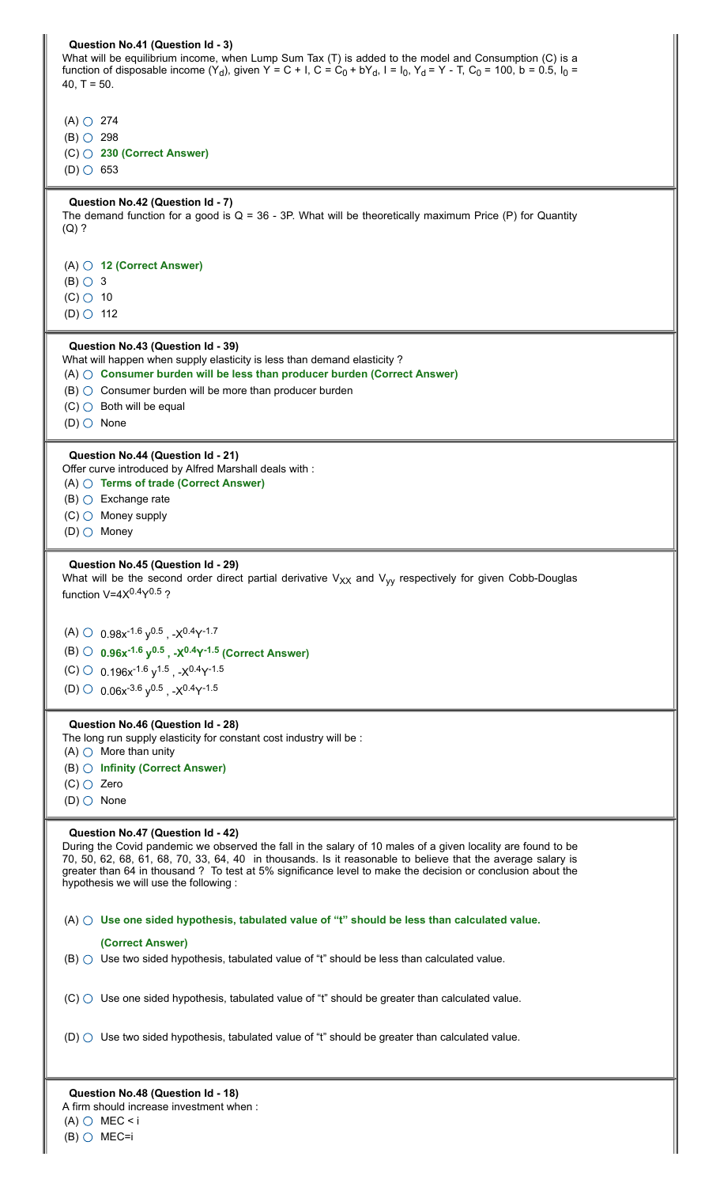**Question No.41 (Question Id - 3)**

What will be equilibrium income, when Lump Sum Tax (T) is added to the model and Consumption (C) is a function of disposable income ($Y_d$), given $Y = C + I$, $C = C_0 + bY_d$, $I = I_0$, $Y_d = Y - T$, $C_0 = 100$, $b = 0.5$, $I_0 = 40$, $T = 50$.

(A) 274

(B) 298

(C) **230 (Correct Answer)**

(D) 653

**Question No.42 (Question Id - 7)**

The demand function for a good is $Q = 36 - 3P$. What will be theoretically maximum Price (P) for Quantity (Q) ?

(A) **12 (Correct Answer)**

(B) 3

(C) 10

(D) 112

**Question No.43 (Question Id - 39)**

What will happen when supply elasticity is less than demand elasticity ?

(A) **Consumer burden will be less than producer burden (Correct Answer)**

(B) Consumer burden will be more than producer burden

(C) Both will be equal

(D) None

**Question No.44 (Question Id - 21)**

Offer curve introduced by Alfred Marshall deals with :

(A) **Terms of trade (Correct Answer)**

(B) Exchange rate

(C) Money supply

(D) Money

**Question No.45 (Question Id - 29)**

What will be the second order direct partial derivative $V_{XX}$ and $V_{yy}$ respectively for given Cobb-Douglas function $V=4X^{0.4}Y^{0.5}$ ?

(A) $0.98x^{-1.6}y^{0.5}$, $-X^{0.4}Y^{-1.7}$

(B) **$0.96x^{-1.6}y^{0.5}$, $-X^{0.4}Y^{-1.5}$ (Correct Answer)**

(C) $0.196x^{-1.6}y^{1.5}$, $-X^{0.4}Y^{-1.5}$

(D) $0.06x^{-3.6}y^{0.5}$, $-X^{0.4}Y^{-1.5}$

**Question No.46 (Question Id - 28)**

The long run supply elasticity for constant cost industry will be :

(A) More than unity

(B) **Infinity (Correct Answer)**

(C) Zero

(D) None

**Question No.47 (Question Id - 42)**

During the Covid pandemic we observed the fall in the salary of 10 males of a given locality are found to be 70, 50, 62, 68, 61, 68, 70, 33, 64, 40 in thousands. Is it reasonable to believe that the average salary is greater than 64 in thousand ? To test at 5% significance level to make the decision or conclusion about the hypothesis we will use the following :

(A) **Use one sided hypothesis, tabulated value of "t" should be less than calculated value. (Correct Answer)**

(B) Use two sided hypothesis, tabulated value of "t" should be less than calculated value.

(C) Use one sided hypothesis, tabulated value of "t" should be greater than calculated value.

(D) Use two sided hypothesis, tabulated value of "t" should be greater than calculated value.

**Question No.48 (Question Id - 18)**

A firm should increase investment when :

(A) MEC < i

(B) MEC=i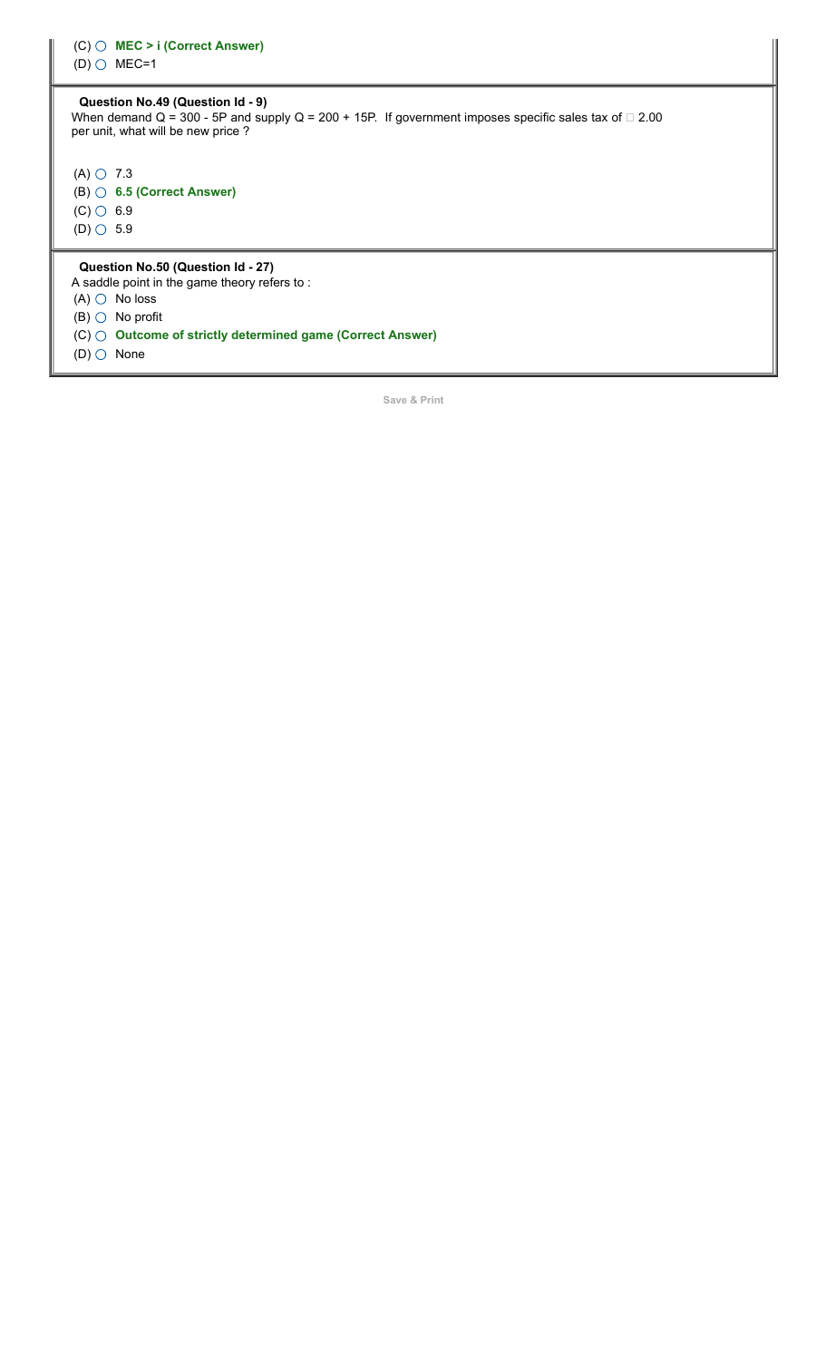(C) ○ **MEC > i (Correct Answer)**

(D) ○ MEC=1

**Question No.49 (Question Id - 9)**

When demand Q = 300 - 5P and supply Q = 200 + 15P. If government imposes specific sales tax of □ 2.00 per unit, what will be new price ?

(A) ○ 7.3

(B) ○ **6.5 (Correct Answer)**

(C) ○ 6.9

(D) ○ 5.9

**Question No.50 (Question Id - 27)**

A saddle point in the game theory refers to :

(A) ○ No loss

(B) ○ No profit

(C) ○ **Outcome of strictly determined game (Correct Answer)**

(D) ○ None

Save & Print